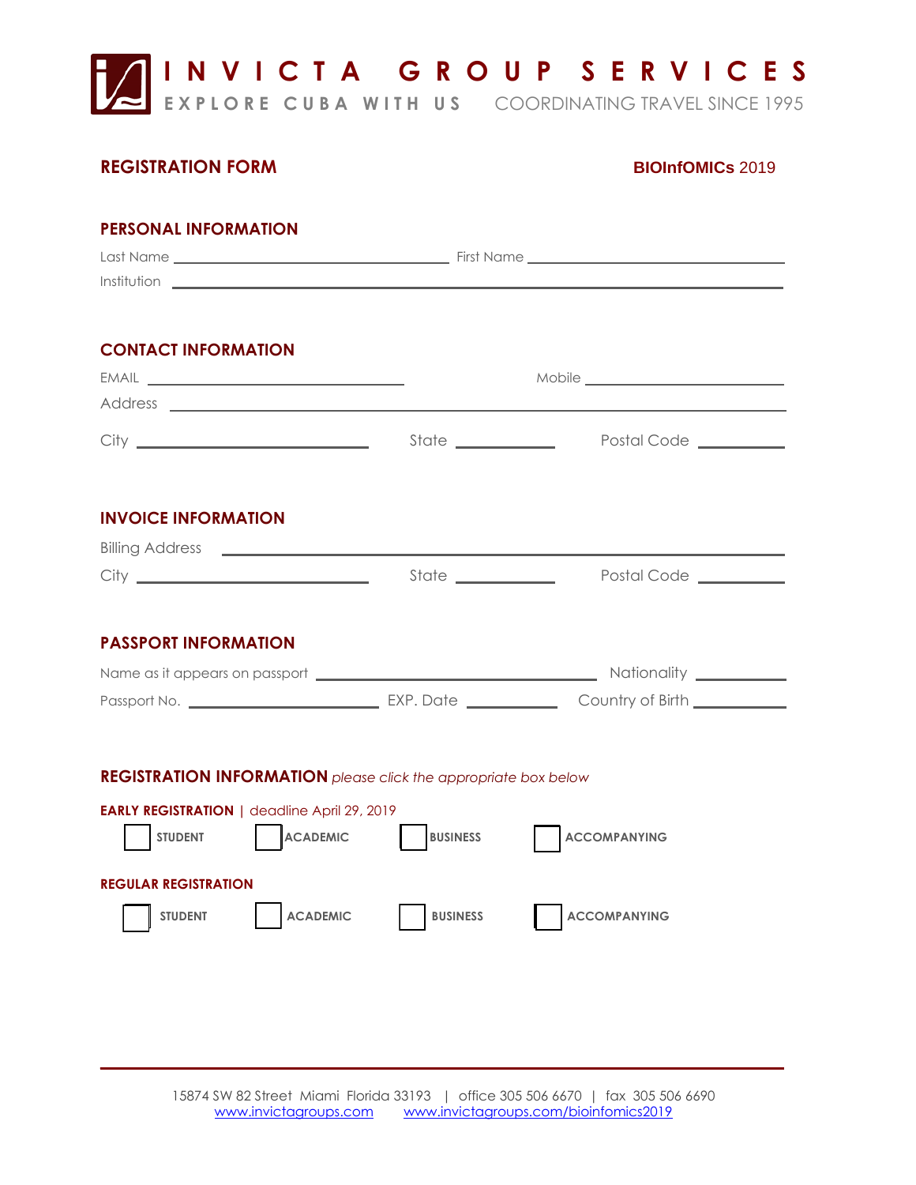# INVICTA GROUP SERVICES

EXPLORE CUBA WITH US    COORDINATING TRAVEL SINCE 1995

## REGISTRATION FORM

**BIOInfOMICs** 2019

### PERSONAL INFORMATION

Last Name ______________________ First Name ______________________

Institution ______________________________________________

### CONTACT INFORMATION

EMAIL ______________________ Mobile ______________________

Address ______________________________________________

City ______________________ State __________ Postal Code __________

### INVOICE INFORMATION

Billing Address ______________________________________________

City ______________________ State __________ Postal Code __________

### PASSPORT INFORMATION

Name as it appears on passport ______________________ Nationality __________

Passport No. ______________________ EXP. Date __________ Country of Birth __________

### REGISTRATION INFORMATION *please click the appropriate box below*

**EARLY REGISTRATION** | deadline April 29, 2019

☐ STUDENT ☐ ACADEMIC ☐ BUSINESS ☐ ACCOMPANYING

**REGULAR REGISTRATION**

☐ STUDENT ☐ ACADEMIC ☐ BUSINESS ☐ ACCOMPANYING

15874 SW 82 Street Miami Florida 33193 | office 305 506 6670 | fax 305 506 6690
www.invictagroups.com    www.invictagroups.com/bioinfomics2019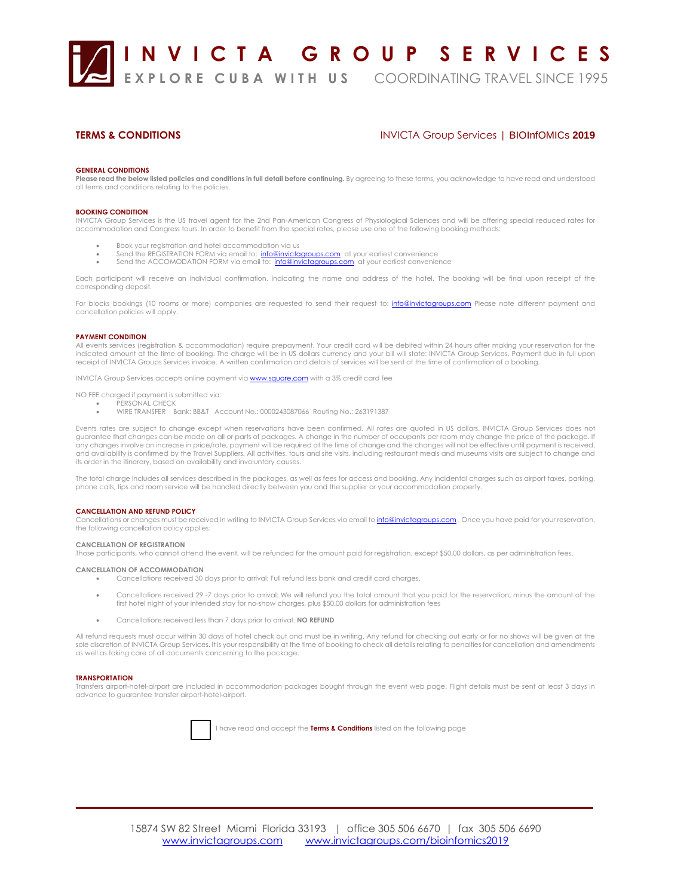# INVICTA GROUP SERVICES

**EXPLORE CUBA WITH US** COORDINATING TRAVEL SINCE 1995

## TERMS & CONDITIONS

INVICTA Group Services | BIOInfOMICs **2019**

### GENERAL CONDITIONS

**Please read the below listed policies and conditions in full detail before continuing.** By agreeing to these terms, you acknowledge to have read and understood all terms and conditions relating to the policies.

### BOOKING CONDITION

INVICTA Group Services is the US travel agent for the 2nd Pan-American Congress of Physiological Sciences and will be offering special reduced rates for accommodation and Congress tours. In order to benefit from the special rates, please use one of the following booking methods:

- Book your registration and hotel accommodation via us
- Send the REGISTRATION FORM via email to: info@invictagroups.com at your earliest convenience
- Send the ACCOMODATION FORM via email to: info@invictagroups.com at your earliest convenience

Each participant will receive an individual confirmation, indicating the name and address of the hotel. The booking will be final upon receipt of the corresponding deposit.

For blocks bookings (10 rooms or more) companies are requested to send their request to: info@invictagroups.com Please note different payment and cancellation policies will apply.

### PAYMENT CONDITION

All events services (registration & accommodation) require prepayment. Your credit card will be debited within 24 hours after making your reservation for the indicated amount at the time of booking. The charge will be in US dollars currency and your bill will state: INVICTA Group Services. Payment due in full upon receipt of INVICTA Groups Services invoice. A written confirmation and details of services will be sent at the time of confirmation of a booking.

INVICTA Group Services accepts online payment via www.square.com with a 3% credit card fee

NO FEE charged if payment is submitted via:

- PERSONAL CHECK
- WIRE TRANSFER Bank: BB&T Account No.: 0000243087066 Routing No.: 263191387

Events rates are subject to change except when reservations have been confirmed. All rates are quoted in US dollars. INVICTA Group Services does not guarantee that changes can be made on all or parts of packages. A change in the number of occupants per room may change the price of the package. If any changes involve an increase in price/rate, payment will be required at the time of change and the changes will not be effective until payment is received, and availability is confirmed by the Travel Suppliers. All activities, tours and site visits, including restaurant meals and museums visits are subject to change and its order in the itinerary, based on availability and involuntary causes.

The total charge includes all services described in the packages, as well as fees for access and booking. Any incidental charges such as airport taxes, parking, phone calls, tips and room service will be handled directly between you and the supplier or your accommodation property.

### CANCELLATION AND REFUND POLICY

Cancellations or changes must be received in writing to INVICTA Group Services via email to info@invictagroups.com . Once you have paid for your reservation, the following cancellation policy applies:

#### CANCELLATION OF REGISTRATION

Those participants, who cannot attend the event, will be refunded for the amount paid for registration, except $50.00 dollars, as per administration fees.

#### CANCELLATION OF ACCOMMODATION

- Cancellations received 30 days prior to arrival: Full refund less bank and credit card charges.
- Cancellations received 29 -7 days prior to arrival: We will refund you the total amount that you paid for the reservation, minus the amount of the first hotel night of your intended stay for no-show charges, plus $50.00 dollars for administration fees
- Cancellations received less than 7 days prior to arrival: **NO REFUND**

All refund requests must occur within 30 days of hotel check out and must be in writing. Any refund for checking out early or for no shows will be given at the sole discretion of INVICTA Group Services. It is your responsibility at the time of booking to check all details relating to penalties for cancellation and amendments as well as taking care of all documents concerning to the package.

### TRANSPORTATION

Transfers airport-hotel-airport are included in accommodation packages bought through the event web page. Flight details must be sent at least 3 days in advance to guarantee transfer airport-hotel-airport.

☐ I have read and accept the **Terms & Conditions** listed on the following page

15874 SW 82 Street Miami Florida 33193 | office 305 506 6670 | fax 305 506 6690
www.invictagroups.com www.invictagroups.com/bioinfomics2019